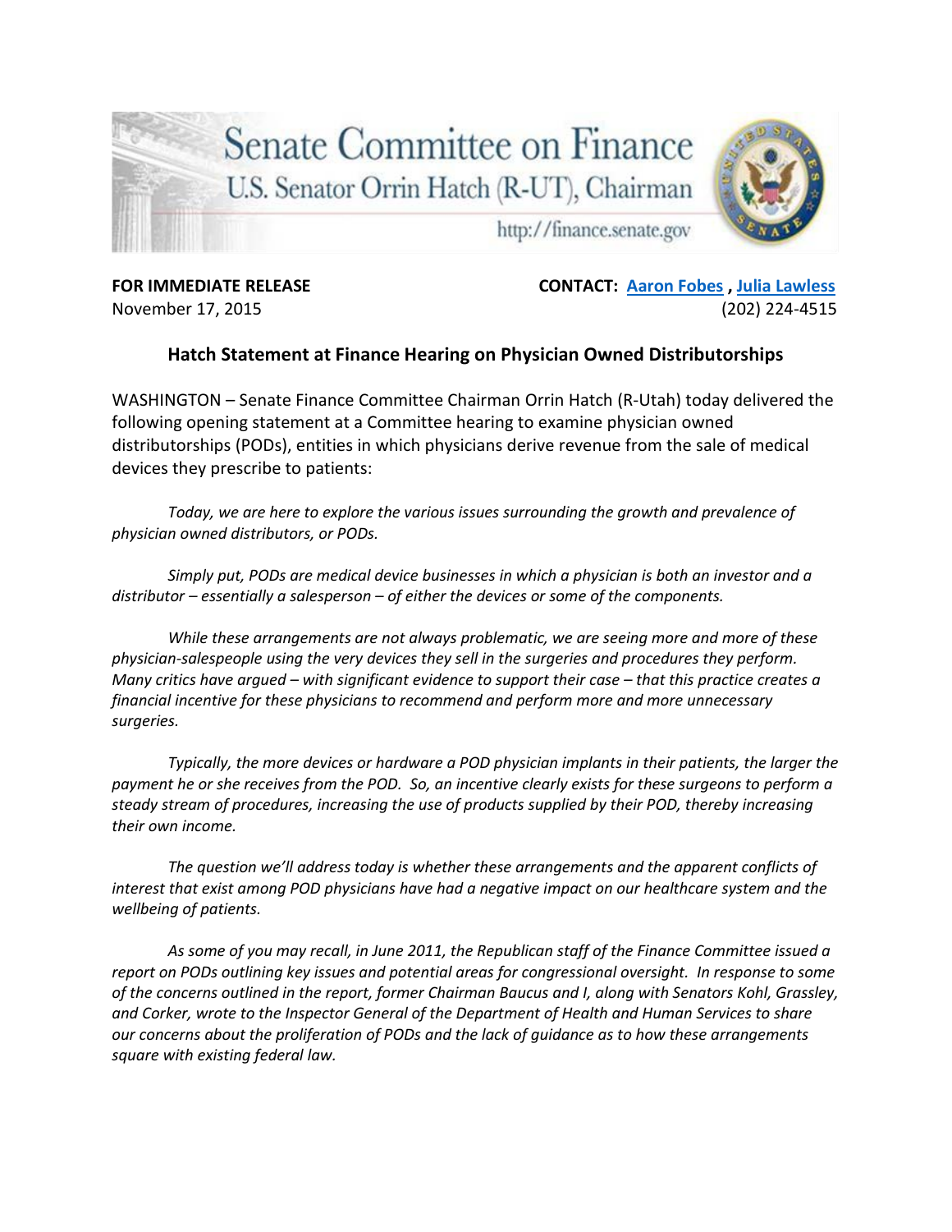# Senate Committee on Finance

U.S. Senator Orrin Hatch (R-UT), Chairman

http://finance.senate.gov

**FOR IMMEDIATE RELEASE**
November 17, 2015

**CONTACT: Aaron Fobes , Julia Lawless**
(202) 224-4515

## Hatch Statement at Finance Hearing on Physician Owned Distributorships

WASHINGTON – Senate Finance Committee Chairman Orrin Hatch (R-Utah) today delivered the following opening statement at a Committee hearing to examine physician owned distributorships (PODs), entities in which physicians derive revenue from the sale of medical devices they prescribe to patients:

*Today, we are here to explore the various issues surrounding the growth and prevalence of physician owned distributors, or PODs.*

*Simply put, PODs are medical device businesses in which a physician is both an investor and a distributor – essentially a salesperson – of either the devices or some of the components.*

*While these arrangements are not always problematic, we are seeing more and more of these physician-salespeople using the very devices they sell in the surgeries and procedures they perform. Many critics have argued – with significant evidence to support their case – that this practice creates a financial incentive for these physicians to recommend and perform more and more unnecessary surgeries.*

*Typically, the more devices or hardware a POD physician implants in their patients, the larger the payment he or she receives from the POD. So, an incentive clearly exists for these surgeons to perform a steady stream of procedures, increasing the use of products supplied by their POD, thereby increasing their own income.*

*The question we'll address today is whether these arrangements and the apparent conflicts of interest that exist among POD physicians have had a negative impact on our healthcare system and the wellbeing of patients.*

*As some of you may recall, in June 2011, the Republican staff of the Finance Committee issued a report on PODs outlining key issues and potential areas for congressional oversight. In response to some of the concerns outlined in the report, former Chairman Baucus and I, along with Senators Kohl, Grassley, and Corker, wrote to the Inspector General of the Department of Health and Human Services to share our concerns about the proliferation of PODs and the lack of guidance as to how these arrangements square with existing federal law.*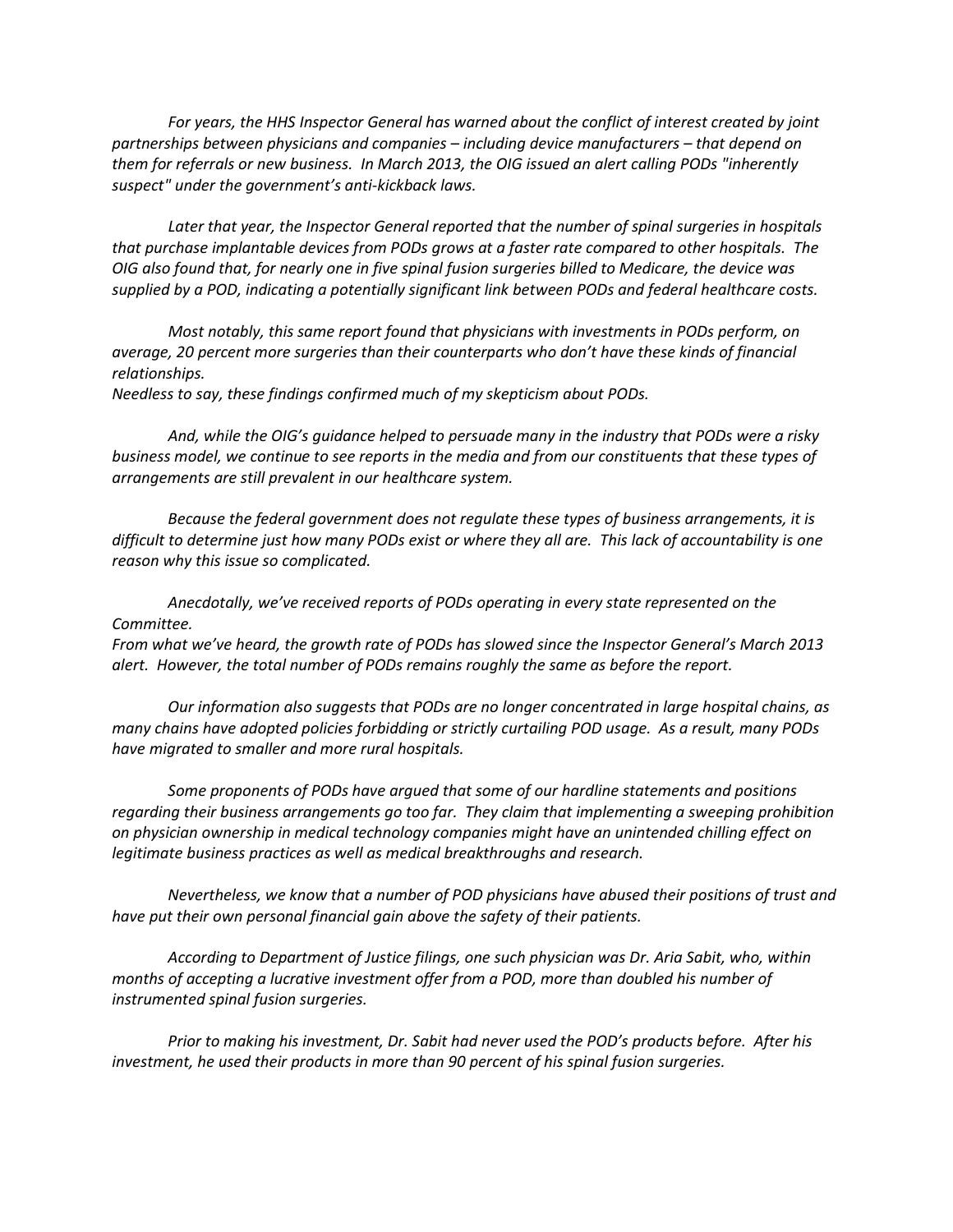*For years, the HHS Inspector General has warned about the conflict of interest created by joint partnerships between physicians and companies – including device manufacturers – that depend on them for referrals or new business. In March 2013, the OIG issued an alert calling PODs "inherently suspect" under the government's anti-kickback laws.*

*Later that year, the Inspector General reported that the number of spinal surgeries in hospitals that purchase implantable devices from PODs grows at a faster rate compared to other hospitals. The OIG also found that, for nearly one in five spinal fusion surgeries billed to Medicare, the device was supplied by a POD, indicating a potentially significant link between PODs and federal healthcare costs.*

*Most notably, this same report found that physicians with investments in PODs perform, on average, 20 percent more surgeries than their counterparts who don't have these kinds of financial relationships.*

*Needless to say, these findings confirmed much of my skepticism about PODs.*

*And, while the OIG's guidance helped to persuade many in the industry that PODs were a risky business model, we continue to see reports in the media and from our constituents that these types of arrangements are still prevalent in our healthcare system.*

*Because the federal government does not regulate these types of business arrangements, it is difficult to determine just how many PODs exist or where they all are. This lack of accountability is one reason why this issue so complicated.*

*Anecdotally, we've received reports of PODs operating in every state represented on the Committee.*

*From what we've heard, the growth rate of PODs has slowed since the Inspector General's March 2013 alert. However, the total number of PODs remains roughly the same as before the report.*

*Our information also suggests that PODs are no longer concentrated in large hospital chains, as many chains have adopted policies forbidding or strictly curtailing POD usage. As a result, many PODs have migrated to smaller and more rural hospitals.*

*Some proponents of PODs have argued that some of our hardline statements and positions regarding their business arrangements go too far. They claim that implementing a sweeping prohibition on physician ownership in medical technology companies might have an unintended chilling effect on legitimate business practices as well as medical breakthroughs and research.*

*Nevertheless, we know that a number of POD physicians have abused their positions of trust and have put their own personal financial gain above the safety of their patients.*

*According to Department of Justice filings, one such physician was Dr. Aria Sabit, who, within months of accepting a lucrative investment offer from a POD, more than doubled his number of instrumented spinal fusion surgeries.*

*Prior to making his investment, Dr. Sabit had never used the POD's products before. After his investment, he used their products in more than 90 percent of his spinal fusion surgeries.*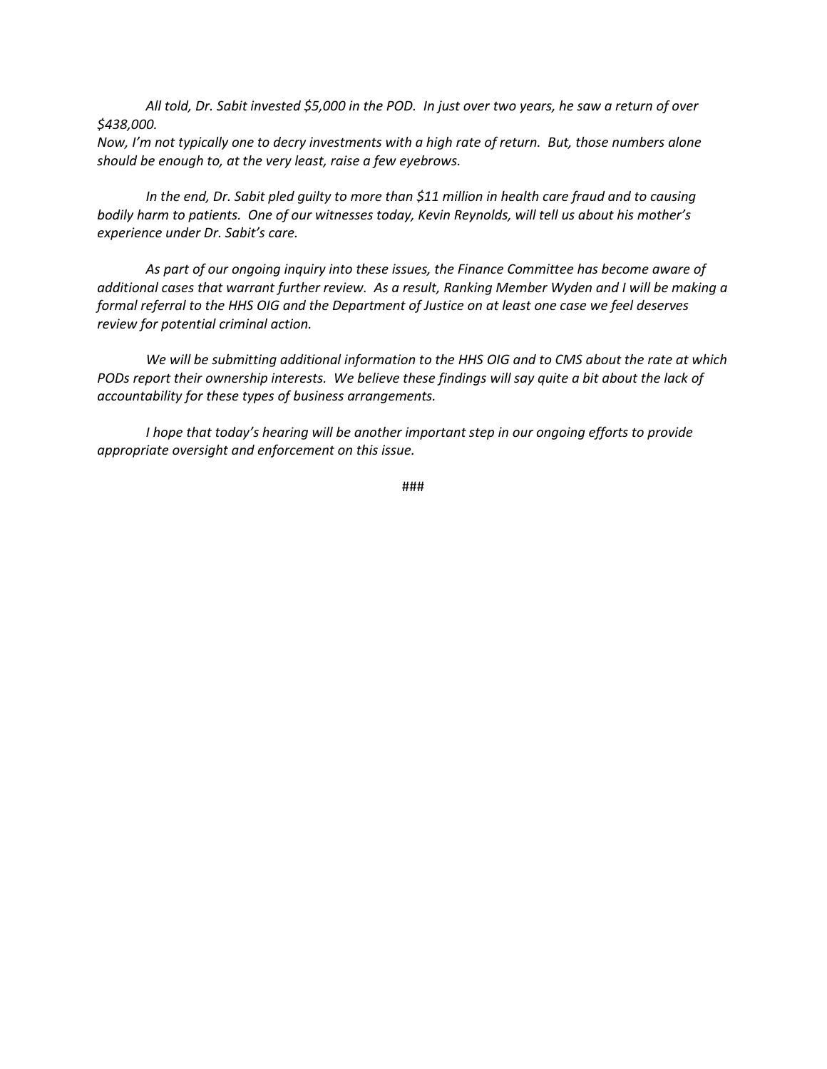*All told, Dr. Sabit invested $5,000 in the POD. In just over two years, he saw a return of over $438,000.*

*Now, I'm not typically one to decry investments with a high rate of return. But, those numbers alone should be enough to, at the very least, raise a few eyebrows.*

*In the end, Dr. Sabit pled guilty to more than $11 million in health care fraud and to causing bodily harm to patients. One of our witnesses today, Kevin Reynolds, will tell us about his mother's experience under Dr. Sabit's care.*

*As part of our ongoing inquiry into these issues, the Finance Committee has become aware of additional cases that warrant further review. As a result, Ranking Member Wyden and I will be making a formal referral to the HHS OIG and the Department of Justice on at least one case we feel deserves review for potential criminal action.*

*We will be submitting additional information to the HHS OIG and to CMS about the rate at which PODs report their ownership interests. We believe these findings will say quite a bit about the lack of accountability for these types of business arrangements.*

*I hope that today's hearing will be another important step in our ongoing efforts to provide appropriate oversight and enforcement on this issue.*

###